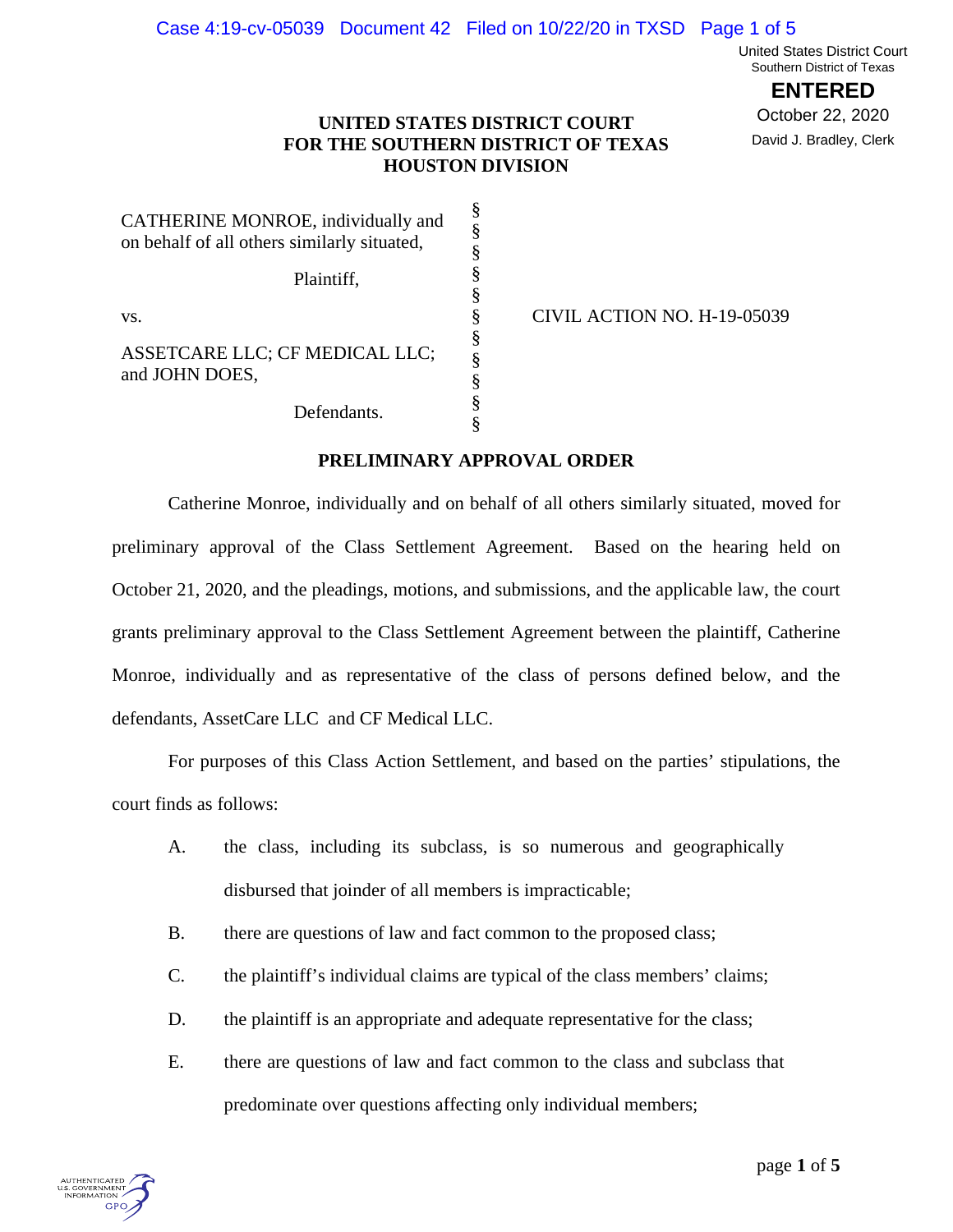United States District Court
Southern District of Texas

**ENTERED**

October 22, 2020

David J. Bradley, Clerk

**UNITED STATES DISTRICT COURT**
**FOR THE SOUTHERN DISTRICT OF TEXAS**
**HOUSTON DIVISION**

| | | |
|---|---|---|
| CATHERINE MONROE, individually and on behalf of all others similarly situated, | § | |
| Plaintiff, | § | |
| vs. | § | CIVIL ACTION NO. H-19-05039 |
| ASSETCARE LLC; CF MEDICAL LLC; and JOHN DOES, | § | |
| Defendants. | § | |

**PRELIMINARY APPROVAL ORDER**

Catherine Monroe, individually and on behalf of all others similarly situated, moved for preliminary approval of the Class Settlement Agreement. Based on the hearing held on October 21, 2020, and the pleadings, motions, and submissions, and the applicable law, the court grants preliminary approval to the Class Settlement Agreement between the plaintiff, Catherine Monroe, individually and as representative of the class of persons defined below, and the defendants, AssetCare LLC and CF Medical LLC.

For purposes of this Class Action Settlement, and based on the parties' stipulations, the court finds as follows:

A. the class, including its subclass, is so numerous and geographically disbursed that joinder of all members is impracticable;

B. there are questions of law and fact common to the proposed class;

C. the plaintiff's individual claims are typical of the class members' claims;

D. the plaintiff is an appropriate and adequate representative for the class;

E. there are questions of law and fact common to the class and subclass that predominate over questions affecting only individual members;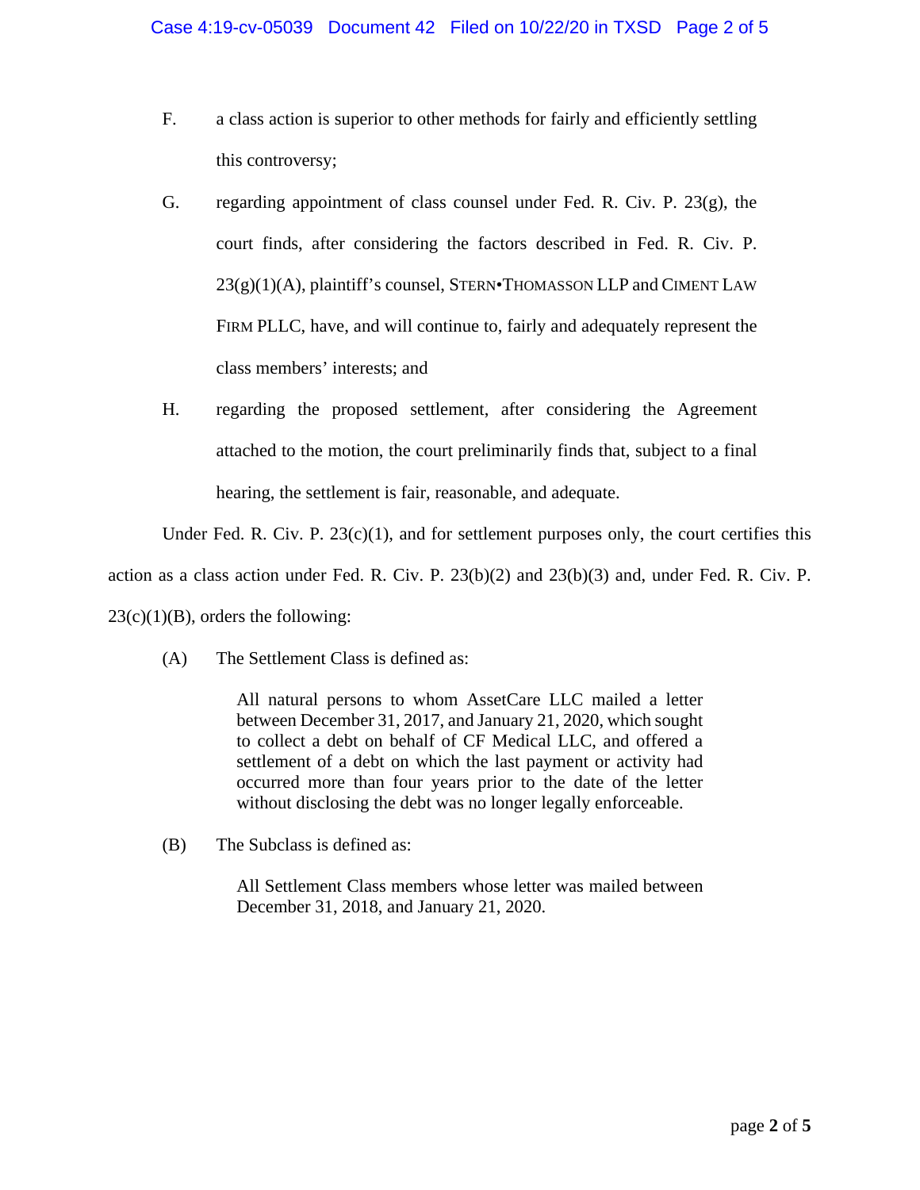F. a class action is superior to other methods for fairly and efficiently settling this controversy;

G. regarding appointment of class counsel under Fed. R. Civ. P. 23(g), the court finds, after considering the factors described in Fed. R. Civ. P. 23(g)(1)(A), plaintiff's counsel, STERN•THOMASSON LLP and CIMENT LAW FIRM PLLC, have, and will continue to, fairly and adequately represent the class members' interests; and

H. regarding the proposed settlement, after considering the Agreement attached to the motion, the court preliminarily finds that, subject to a final hearing, the settlement is fair, reasonable, and adequate.

Under Fed. R. Civ. P. 23(c)(1), and for settlement purposes only, the court certifies this action as a class action under Fed. R. Civ. P. 23(b)(2) and 23(b)(3) and, under Fed. R. Civ. P. 23(c)(1)(B), orders the following:

(A) The Settlement Class is defined as:

> All natural persons to whom AssetCare LLC mailed a letter between December 31, 2017, and January 21, 2020, which sought to collect a debt on behalf of CF Medical LLC, and offered a settlement of a debt on which the last payment or activity had occurred more than four years prior to the date of the letter without disclosing the debt was no longer legally enforceable.

(B) The Subclass is defined as:

> All Settlement Class members whose letter was mailed between December 31, 2018, and January 21, 2020.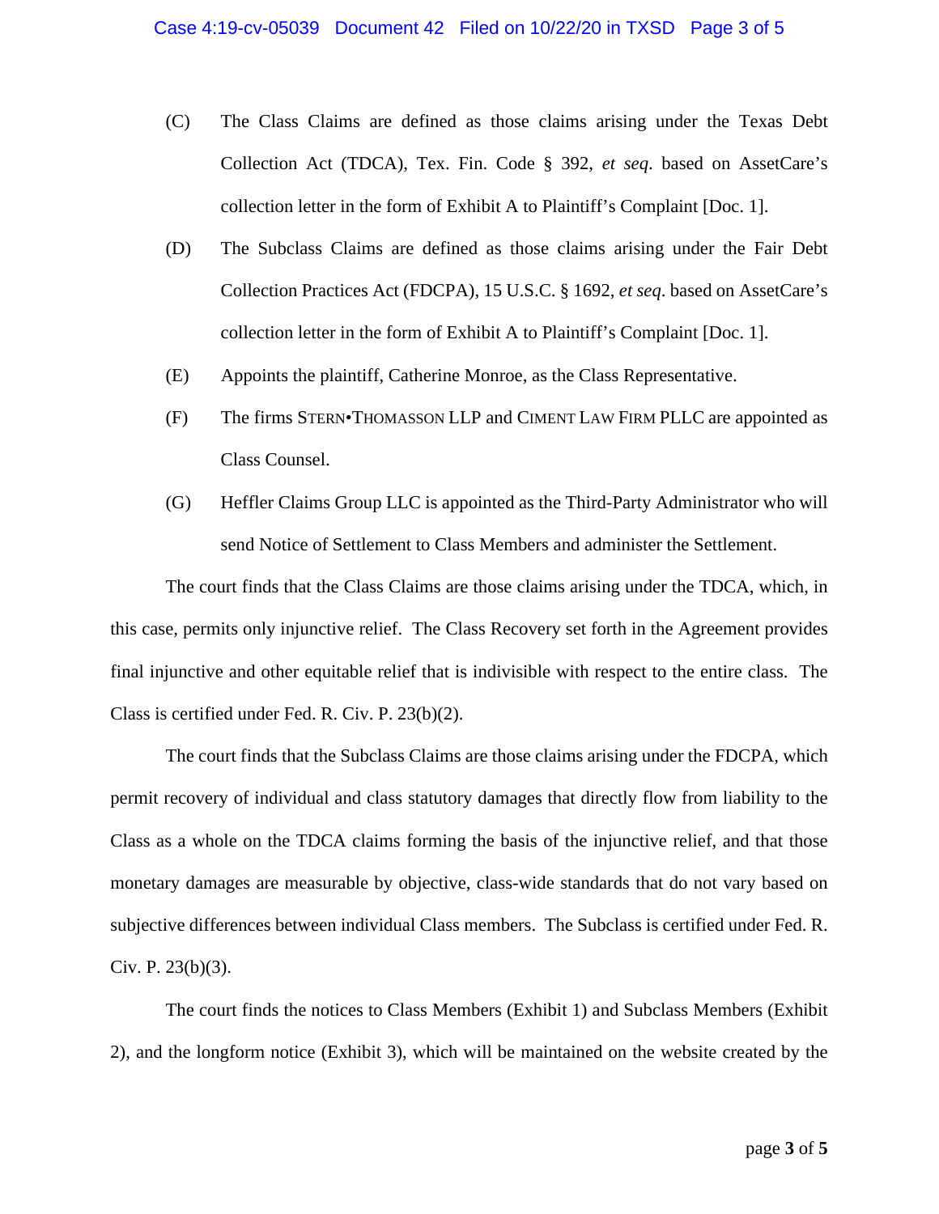(C) The Class Claims are defined as those claims arising under the Texas Debt Collection Act (TDCA), Tex. Fin. Code § 392, *et seq*. based on AssetCare's collection letter in the form of Exhibit A to Plaintiff's Complaint [Doc. 1].

(D) The Subclass Claims are defined as those claims arising under the Fair Debt Collection Practices Act (FDCPA), 15 U.S.C. § 1692, *et seq*. based on AssetCare's collection letter in the form of Exhibit A to Plaintiff's Complaint [Doc. 1].

(E) Appoints the plaintiff, Catherine Monroe, as the Class Representative.

(F) The firms STERN•THOMASSON LLP and CIMENT LAW FIRM PLLC are appointed as Class Counsel.

(G) Heffler Claims Group LLC is appointed as the Third-Party Administrator who will send Notice of Settlement to Class Members and administer the Settlement.

The court finds that the Class Claims are those claims arising under the TDCA, which, in this case, permits only injunctive relief. The Class Recovery set forth in the Agreement provides final injunctive and other equitable relief that is indivisible with respect to the entire class. The Class is certified under Fed. R. Civ. P. 23(b)(2).

The court finds that the Subclass Claims are those claims arising under the FDCPA, which permit recovery of individual and class statutory damages that directly flow from liability to the Class as a whole on the TDCA claims forming the basis of the injunctive relief, and that those monetary damages are measurable by objective, class-wide standards that do not vary based on subjective differences between individual Class members. The Subclass is certified under Fed. R. Civ. P. 23(b)(3).

The court finds the notices to Class Members (Exhibit 1) and Subclass Members (Exhibit 2), and the longform notice (Exhibit 3), which will be maintained on the website created by the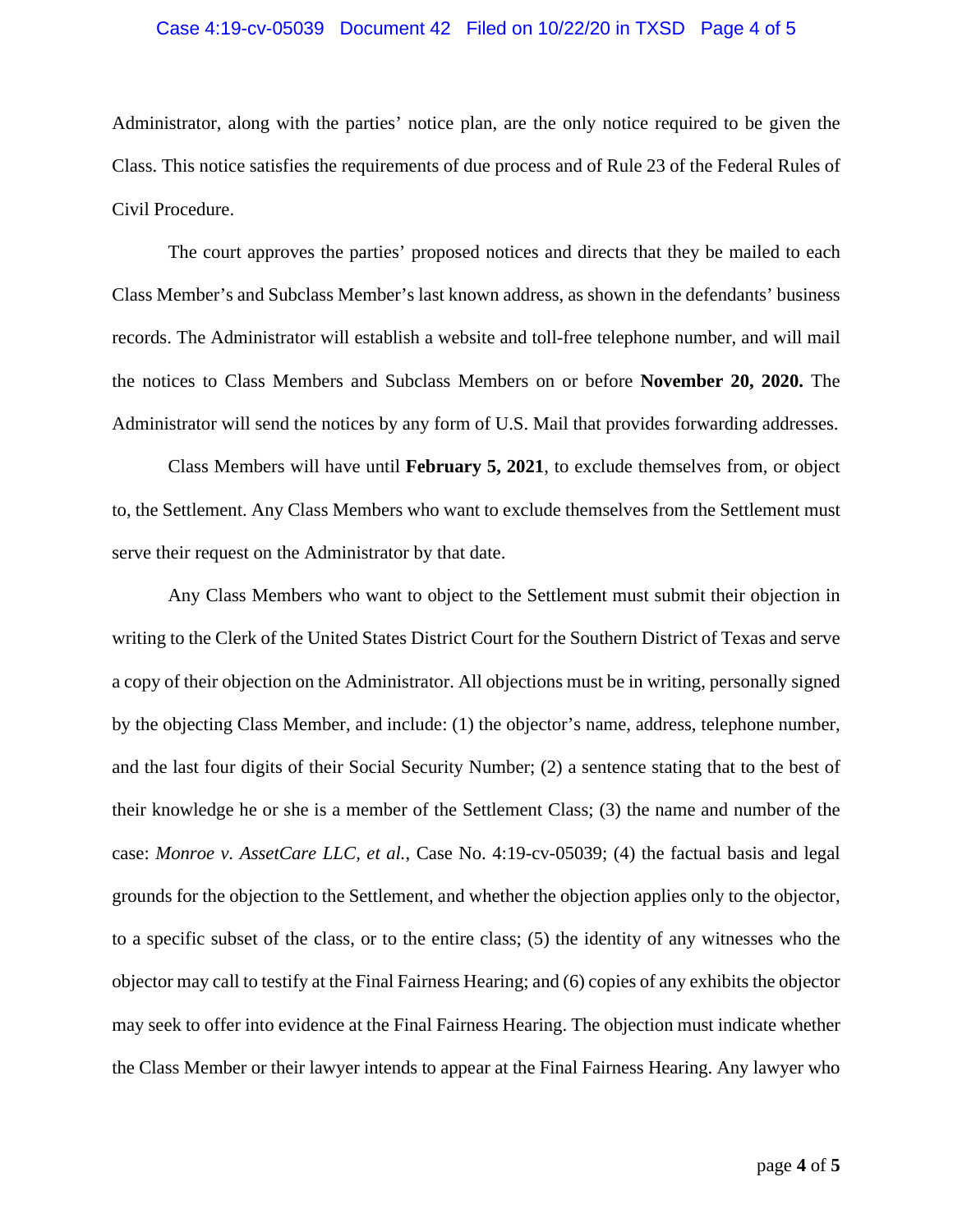Administrator, along with the parties' notice plan, are the only notice required to be given the Class. This notice satisfies the requirements of due process and of Rule 23 of the Federal Rules of Civil Procedure.

The court approves the parties' proposed notices and directs that they be mailed to each Class Member's and Subclass Member's last known address, as shown in the defendants' business records. The Administrator will establish a website and toll-free telephone number, and will mail the notices to Class Members and Subclass Members on or before **November 20, 2020.** The Administrator will send the notices by any form of U.S. Mail that provides forwarding addresses.

Class Members will have until **February 5, 2021**, to exclude themselves from, or object to, the Settlement. Any Class Members who want to exclude themselves from the Settlement must serve their request on the Administrator by that date.

Any Class Members who want to object to the Settlement must submit their objection in writing to the Clerk of the United States District Court for the Southern District of Texas and serve a copy of their objection on the Administrator. All objections must be in writing, personally signed by the objecting Class Member, and include: (1) the objector's name, address, telephone number, and the last four digits of their Social Security Number; (2) a sentence stating that to the best of their knowledge he or she is a member of the Settlement Class; (3) the name and number of the case: *Monroe v. AssetCare LLC, et al.*, Case No. 4:19-cv-05039; (4) the factual basis and legal grounds for the objection to the Settlement, and whether the objection applies only to the objector, to a specific subset of the class, or to the entire class; (5) the identity of any witnesses who the objector may call to testify at the Final Fairness Hearing; and (6) copies of any exhibits the objector may seek to offer into evidence at the Final Fairness Hearing. The objection must indicate whether the Class Member or their lawyer intends to appear at the Final Fairness Hearing. Any lawyer who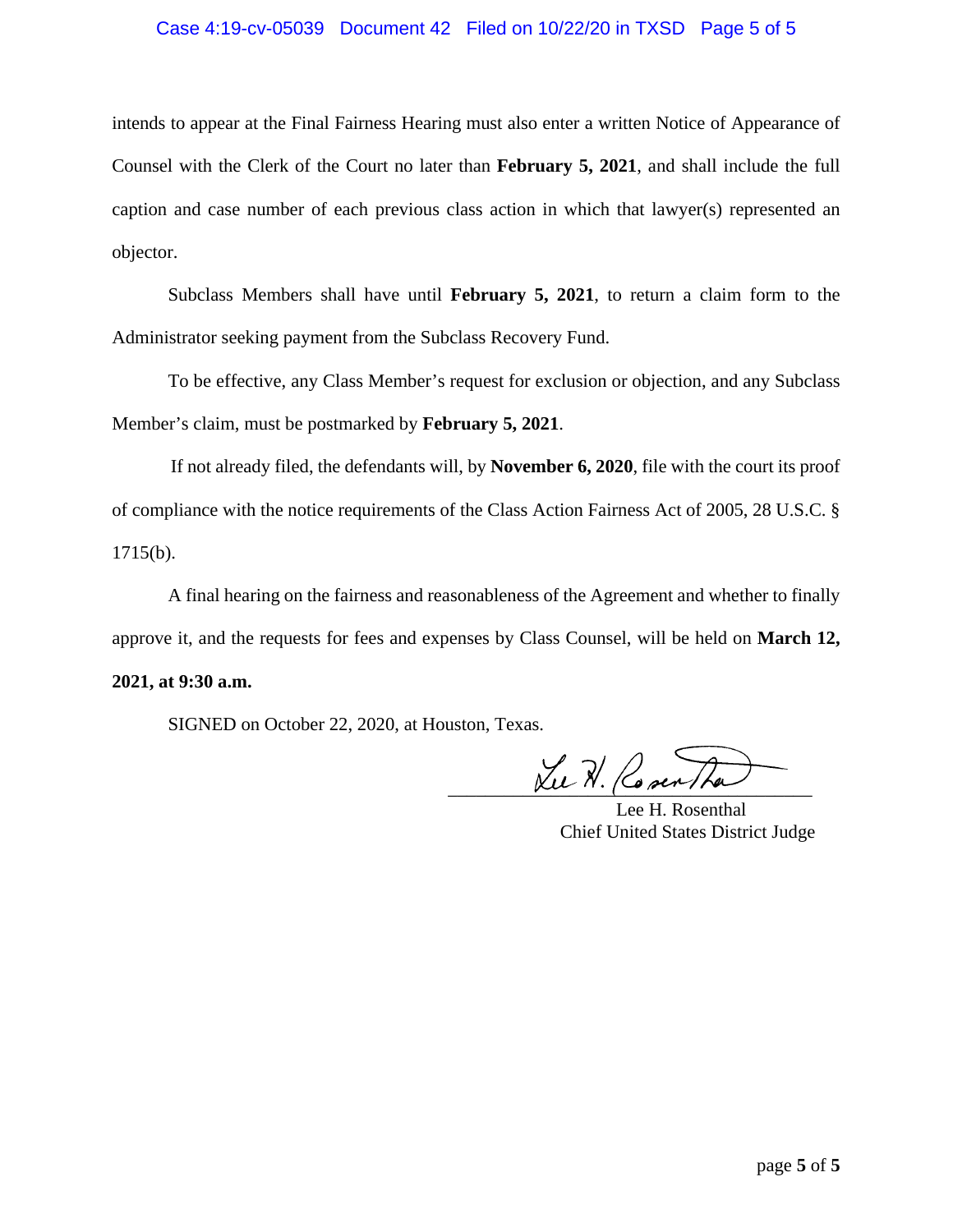intends to appear at the Final Fairness Hearing must also enter a written Notice of Appearance of Counsel with the Clerk of the Court no later than **February 5, 2021**, and shall include the full caption and case number of each previous class action in which that lawyer(s) represented an objector.

Subclass Members shall have until **February 5, 2021**, to return a claim form to the Administrator seeking payment from the Subclass Recovery Fund.

To be effective, any Class Member's request for exclusion or objection, and any Subclass Member's claim, must be postmarked by **February 5, 2021**.

If not already filed, the defendants will, by **November 6, 2020**, file with the court its proof of compliance with the notice requirements of the Class Action Fairness Act of 2005, 28 U.S.C. § 1715(b).

A final hearing on the fairness and reasonableness of the Agreement and whether to finally approve it, and the requests for fees and expenses by Class Counsel, will be held on **March 12, 2021, at 9:30 a.m.**

SIGNED on October 22, 2020, at Houston, Texas.

Lee H. Rosenthal
Chief United States District Judge